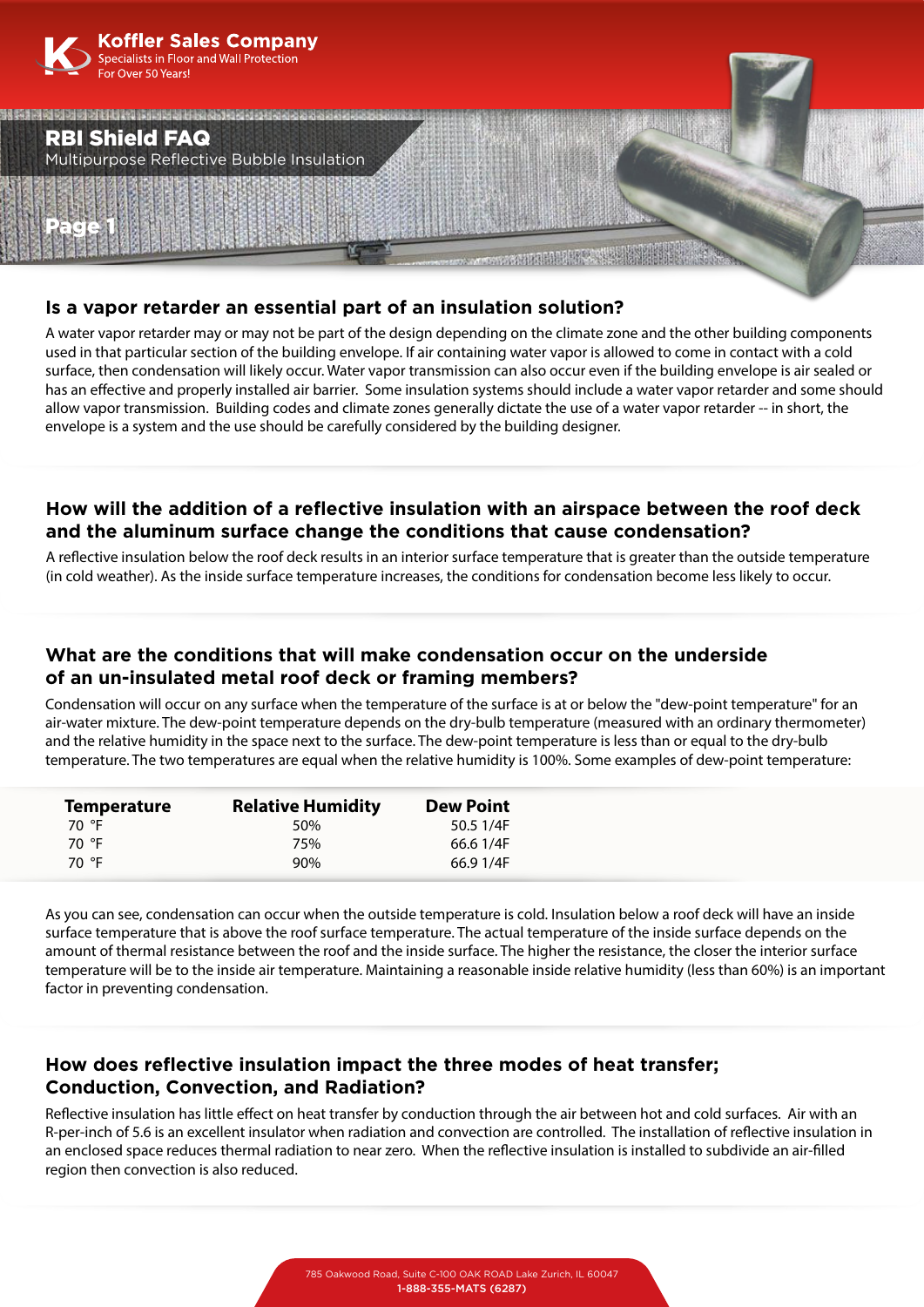Koffler Sales Company
Specialists in Floor and Wall Protection
For Over 50 Years!

# RBI Shield FAQ

Multipurpose Reflective Bubble Insulation

Page 1

## Is a vapor retarder an essential part of an insulation solution?

A water vapor retarder may or may not be part of the design depending on the climate zone and the other building components used in that particular section of the building envelope. If air containing water vapor is allowed to come in contact with a cold surface, then condensation will likely occur. Water vapor transmission can also occur even if the building envelope is air sealed or has an effective and properly installed air barrier. Some insulation systems should include a water vapor retarder and some should allow vapor transmission. Building codes and climate zones generally dictate the use of a water vapor retarder -- in short, the envelope is a system and the use should be carefully considered by the building designer.

## How will the addition of a reflective insulation with an airspace between the roof deck and the aluminum surface change the conditions that cause condensation?

A reflective insulation below the roof deck results in an interior surface temperature that is greater than the outside temperature (in cold weather). As the inside surface temperature increases, the conditions for condensation become less likely to occur.

## What are the conditions that will make condensation occur on the underside of an un-insulated metal roof deck or framing members?

Condensation will occur on any surface when the temperature of the surface is at or below the "dew-point temperature" for an air-water mixture. The dew-point temperature depends on the dry-bulb temperature (measured with an ordinary thermometer) and the relative humidity in the space next to the surface. The dew-point temperature is less than or equal to the dry-bulb temperature. The two temperatures are equal when the relative humidity is 100%. Some examples of dew-point temperature:

| Temperature | Relative Humidity | Dew Point |
|---|---|---|
| 70 °F | 50% | 50.5 1/4F |
| 70 °F | 75% | 66.6 1/4F |
| 70 °F | 90% | 66.9 1/4F |

As you can see, condensation can occur when the outside temperature is cold. Insulation below a roof deck will have an inside surface temperature that is above the roof surface temperature. The actual temperature of the inside surface depends on the amount of thermal resistance between the roof and the inside surface. The higher the resistance, the closer the interior surface temperature will be to the inside air temperature. Maintaining a reasonable inside relative humidity (less than 60%) is an important factor in preventing condensation.

## How does reflective insulation impact the three modes of heat transfer; Conduction, Convection, and Radiation?

Reflective insulation has little effect on heat transfer by conduction through the air between hot and cold surfaces. Air with an R-per-inch of 5.6 is an excellent insulator when radiation and convection are controlled. The installation of reflective insulation in an enclosed space reduces thermal radiation to near zero. When the reflective insulation is installed to subdivide an air-filled region then convection is also reduced.

785 Oakwood Road, Suite C-100 OAK ROAD Lake Zurich, IL 60047
**1-888-355-MATS (6287)**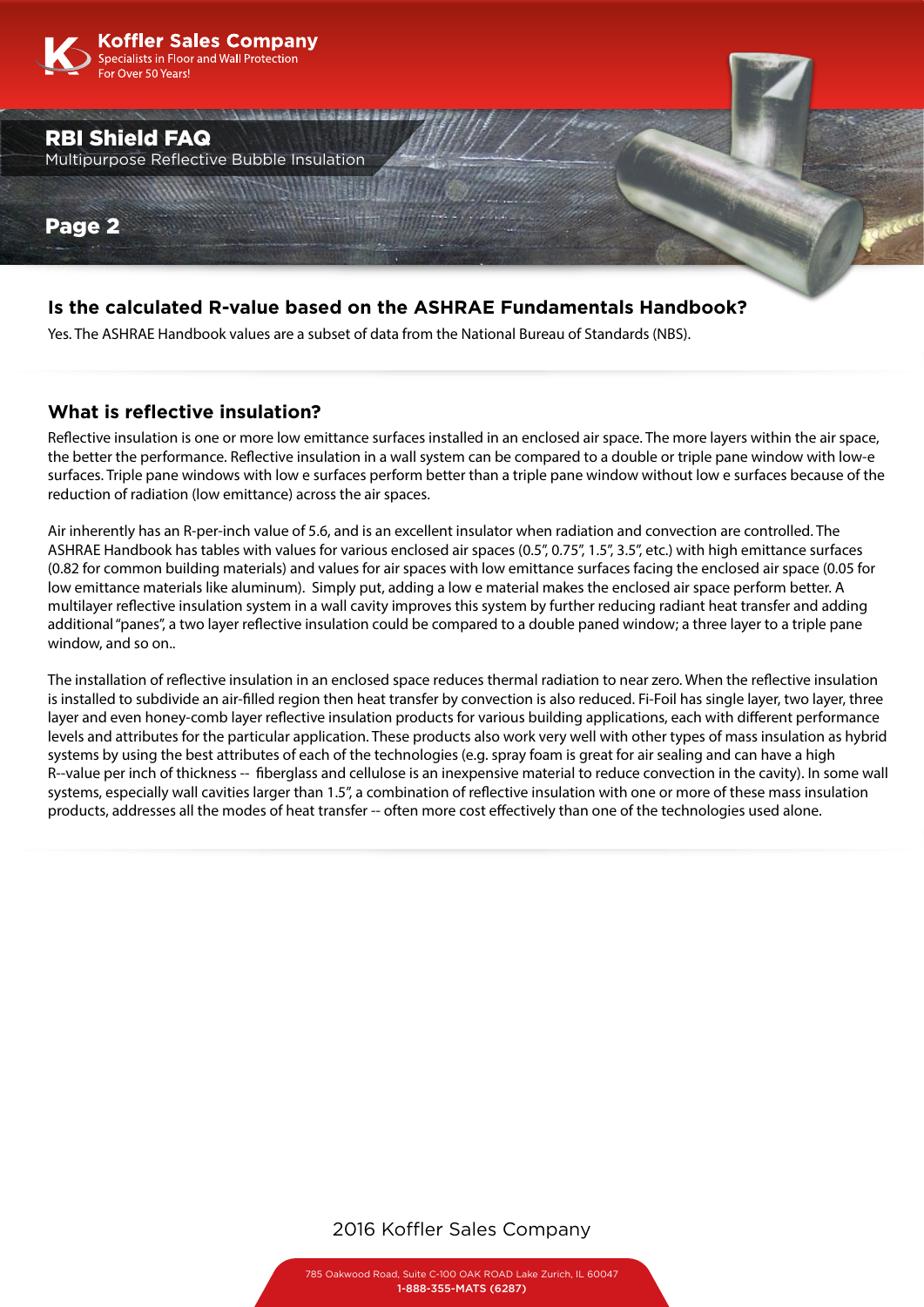# RBI Shield FAQ

Multipurpose Reflective Bubble Insulation

## Is the calculated R-value based on the ASHRAE Fundamentals Handbook?

Yes. The ASHRAE Handbook values are a subset of data from the National Bureau of Standards (NBS).

## What is reflective insulation?

Reflective insulation is one or more low emittance surfaces installed in an enclosed air space. The more layers within the air space, the better the performance. Reflective insulation in a wall system can be compared to a double or triple pane window with low-e surfaces. Triple pane windows with low e surfaces perform better than a triple pane window without low e surfaces because of the reduction of radiation (low emittance) across the air spaces.

Air inherently has an R-per-inch value of 5.6, and is an excellent insulator when radiation and convection are controlled. The ASHRAE Handbook has tables with values for various enclosed air spaces (0.5", 0.75", 1.5", 3.5", etc.) with high emittance surfaces (0.82 for common building materials) and values for air spaces with low emittance surfaces facing the enclosed air space (0.05 for low emittance materials like aluminum). Simply put, adding a low e material makes the enclosed air space perform better. A multilayer reflective insulation system in a wall cavity improves this system by further reducing radiant heat transfer and adding additional "panes", a two layer reflective insulation could be compared to a double paned window; a three layer to a triple pane window, and so on..

The installation of reflective insulation in an enclosed space reduces thermal radiation to near zero. When the reflective insulation is installed to subdivide an air-filled region then heat transfer by convection is also reduced. Fi-Foil has single layer, two layer, three layer and even honey-comb layer reflective insulation products for various building applications, each with different performance levels and attributes for the particular application. These products also work very well with other types of mass insulation as hybrid systems by using the best attributes of each of the technologies (e.g. spray foam is great for air sealing and can have a high R--value per inch of thickness -- fiberglass and cellulose is an inexpensive material to reduce convection in the cavity). In some wall systems, especially wall cavities larger than 1.5", a combination of reflective insulation with one or more of these mass insulation products, addresses all the modes of heat transfer -- often more cost effectively than one of the technologies used alone.